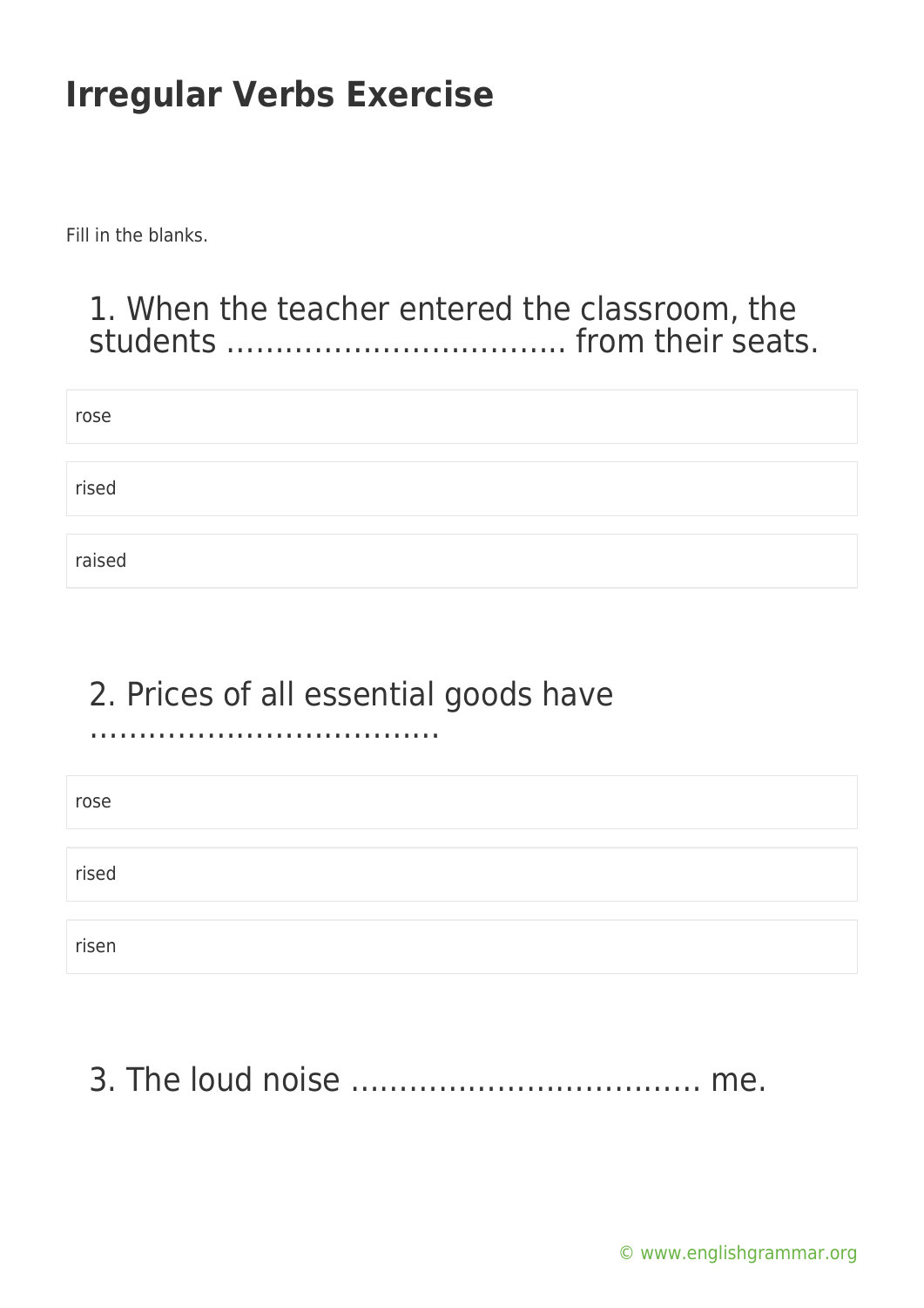# Irregular Verbs Exercise

Fill in the blanks.

## 1. When the teacher entered the classroom, the students …………………………… from their seats.

- rose
- rised
- raised

## 2. Prices of all essential goods have ………………………………

- rose
- rised
- risen

## 3. The loud noise ……………………………… me.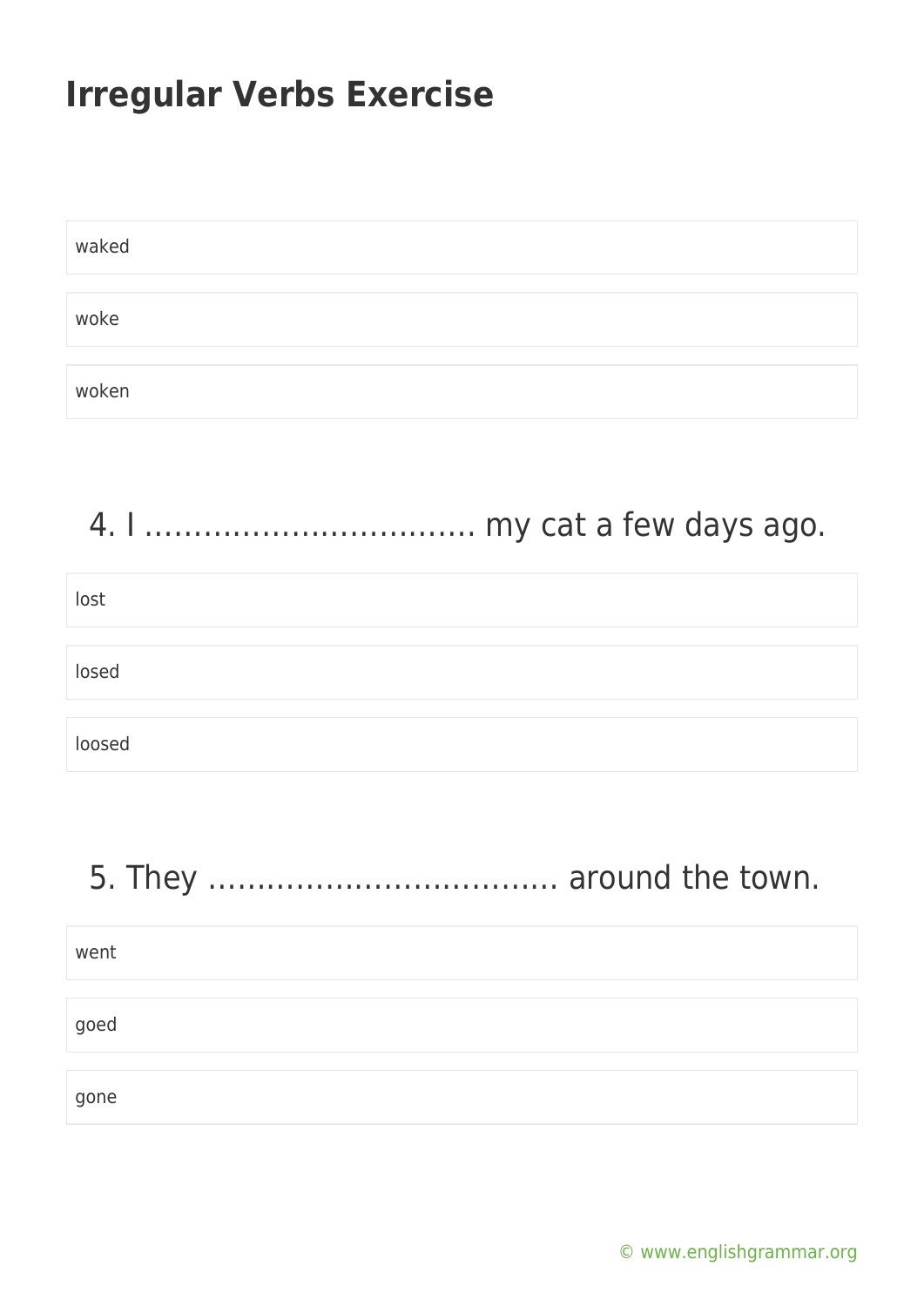# Irregular Verbs Exercise

waked

woke

woken

4. I ……………………………. my cat a few days ago.

lost

losed

loosed

5. They ……………………………… around the town.

went

goed

gone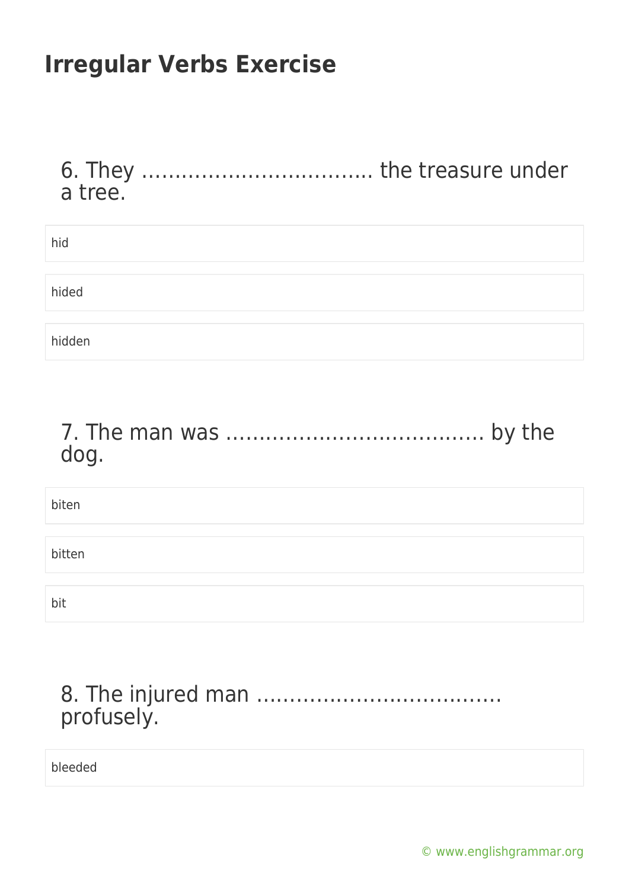# Irregular Verbs Exercise

6. They ……………………………. the treasure under a tree.

hid

hided

hidden

7. The man was ………………………………. by the dog.

biten

bitten

bit

8. The injured man ………………………………. profusely.

bleeded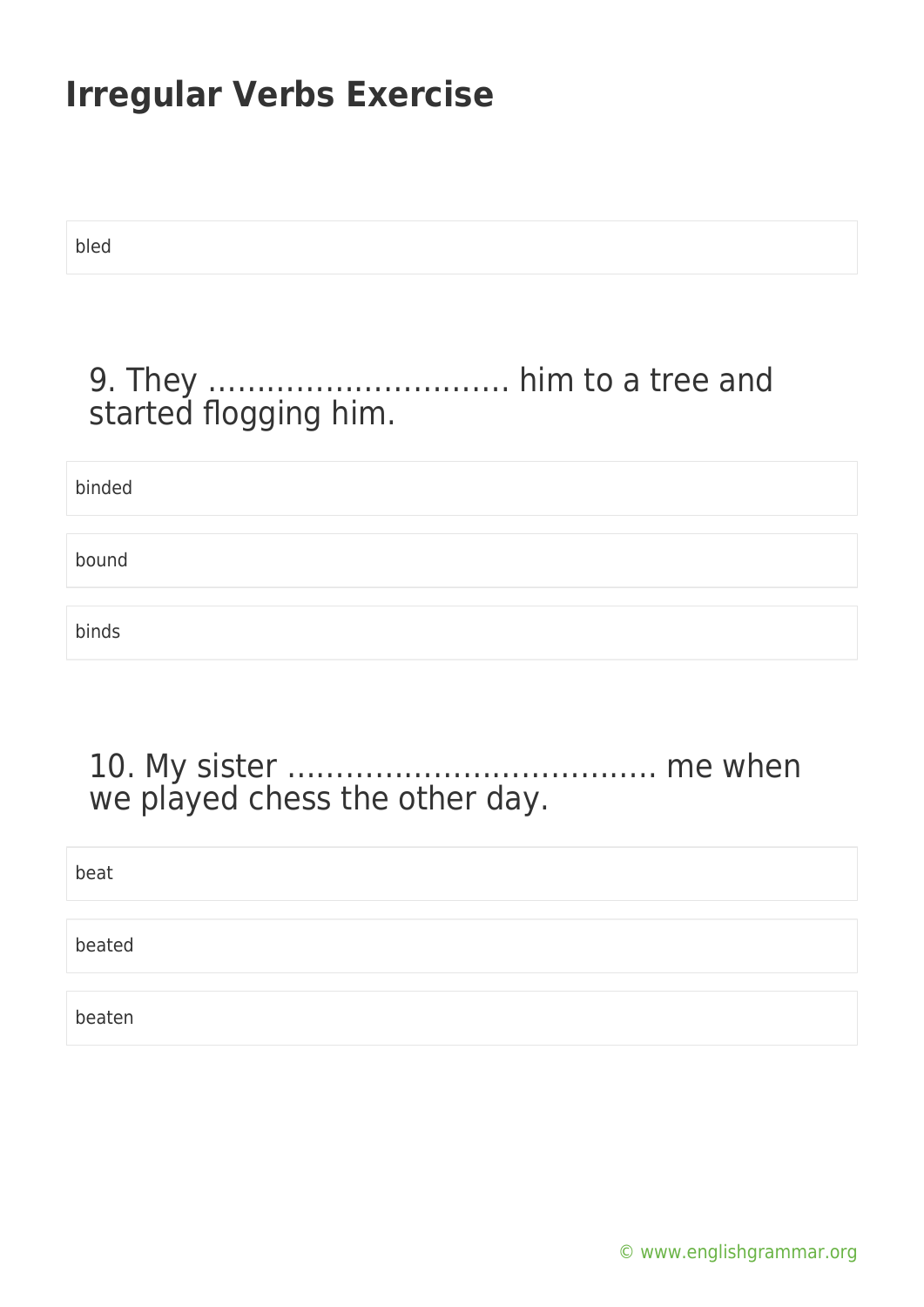# Irregular Verbs Exercise

bled

### 9. They ………………………… him to a tree and started flogging him.

binded

bound

binds

### 10. My sister ……………………………… me when we played chess the other day.

beat

beated

beaten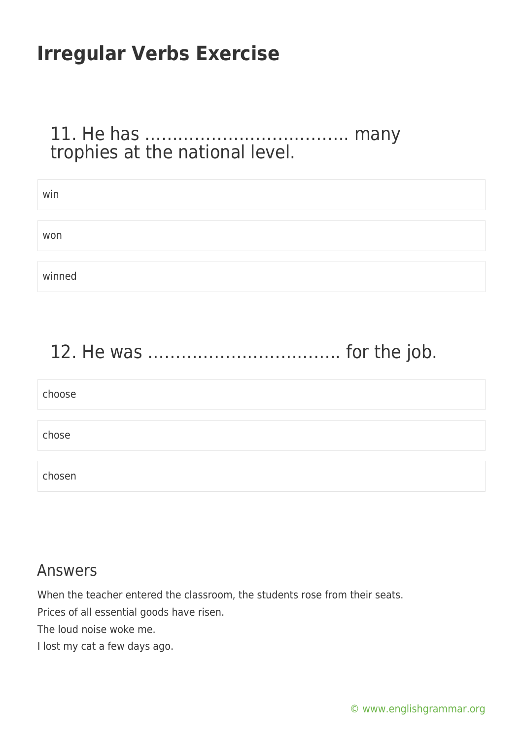# Irregular Verbs Exercise

## 11. He has ……………………………… many trophies at the national level.

- win
- won
- winned

## 12. He was ……………………………. for the job.

- choose
- chose
- chosen

## Answers

When the teacher entered the classroom, the students rose from their seats.

Prices of all essential goods have risen.

The loud noise woke me.

I lost my cat a few days ago.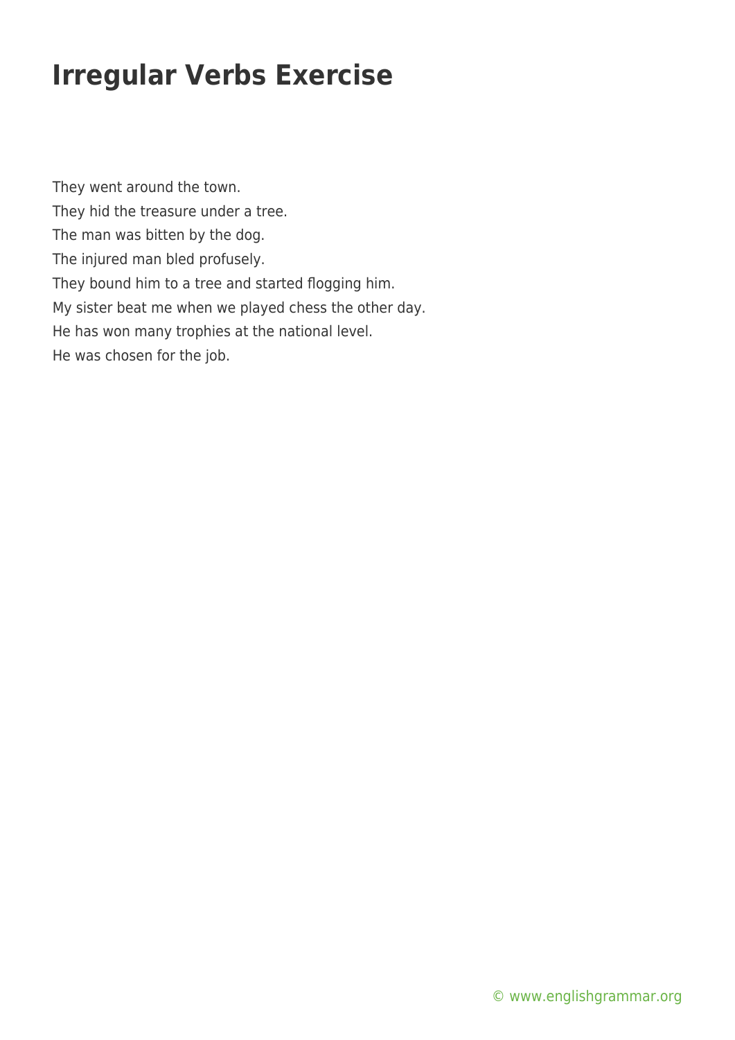# Irregular Verbs Exercise

They went around the town.
They hid the treasure under a tree.
The man was bitten by the dog.
The injured man bled profusely.
They bound him to a tree and started flogging him.
My sister beat me when we played chess the other day.
He has won many trophies at the national level.
He was chosen for the job.